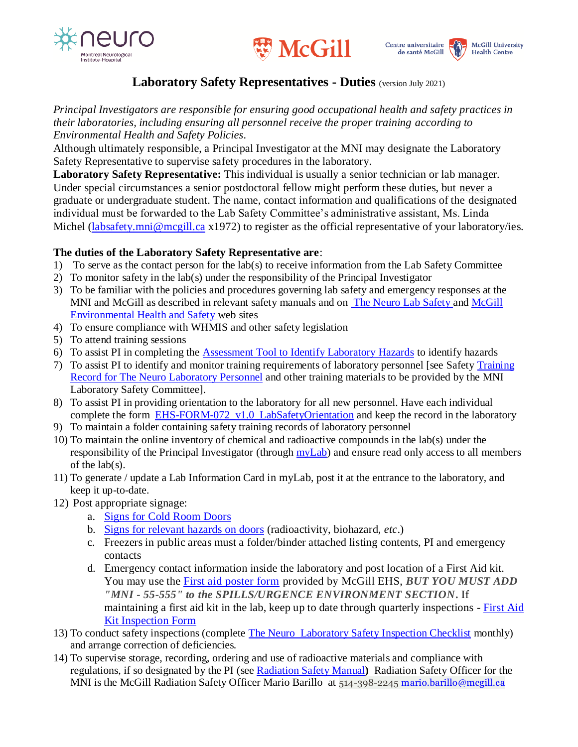# Laboratory Safety Representatives - Duties (version July 2021)

*Principal Investigators are responsible for ensuring good occupational health and safety practices in their laboratories, including ensuring all personnel receive the proper training according to Environmental Health and Safety Policies*.

Although ultimately responsible, a Principal Investigator at the MNI may designate the Laboratory Safety Representative to supervise safety procedures in the laboratory.

**Laboratory Safety Representative:** This individual is usually a senior technician or lab manager. Under special circumstances a senior postdoctoral fellow might perform these duties, but never a graduate or undergraduate student. The name, contact information and qualifications of the designated individual must be forwarded to the Lab Safety Committee's administrative assistant, Ms. Linda Michel (labsafety.mni@mcgill.ca x1972) to register as the official representative of your laboratory/ies.

**The duties of the Laboratory Safety Representative are**:

1) To serve as the contact person for the lab(s) to receive information from the Lab Safety Committee
2) To monitor safety in the lab(s) under the responsibility of the Principal Investigator
3) To be familiar with the policies and procedures governing lab safety and emergency responses at the MNI and McGill as described in relevant safety manuals and on The Neuro Lab Safety and McGill Environmental Health and Safety web sites
4) To ensure compliance with WHMIS and other safety legislation
5) To attend training sessions
6) To assist PI in completing the Assessment Tool to Identify Laboratory Hazards to identify hazards
7) To assist PI to identify and monitor training requirements of laboratory personnel [see Safety Training Record for The Neuro Laboratory Personnel and other training materials to be provided by the MNI Laboratory Safety Committee].
8) To assist PI in providing orientation to the laboratory for all new personnel. Have each individual complete the form EHS-FORM-072_v1.0_LabSafetyOrientation and keep the record in the laboratory
9) To maintain a folder containing safety training records of laboratory personnel
10) To maintain the online inventory of chemical and radioactive compounds in the lab(s) under the responsibility of the Principal Investigator (through myLab) and ensure read only access to all members of the lab(s).
11) To generate / update a Lab Information Card in myLab, post it at the entrance to the laboratory, and keep it up-to-date.
12) Post appropriate signage:
    a. Signs for Cold Room Doors
    b. Signs for relevant hazards on doors (radioactivity, biohazard, *etc*.)
    c. Freezers in public areas must a folder/binder attached listing contents, PI and emergency contacts
    d. Emergency contact information inside the laboratory and post location of a First Aid kit. You may use the First aid poster form provided by McGill EHS, ***BUT YOU MUST ADD "MNI - 55-555" to the SPILLS/URGENCE ENVIRONMENT SECTION***. If maintaining a first aid kit in the lab, keep up to date through quarterly inspections - First Aid Kit Inspection Form
13) To conduct safety inspections (complete The Neuro Laboratory Safety Inspection Checklist monthly) and arrange correction of deficiencies.
14) To supervise storage, recording, ordering and use of radioactive materials and compliance with regulations, if so designated by the PI (see Radiation Safety Manual) Radiation Safety Officer for the MNI is the McGill Radiation Safety Officer Mario Barillo at 514-398-2245 mario.barillo@mcgill.ca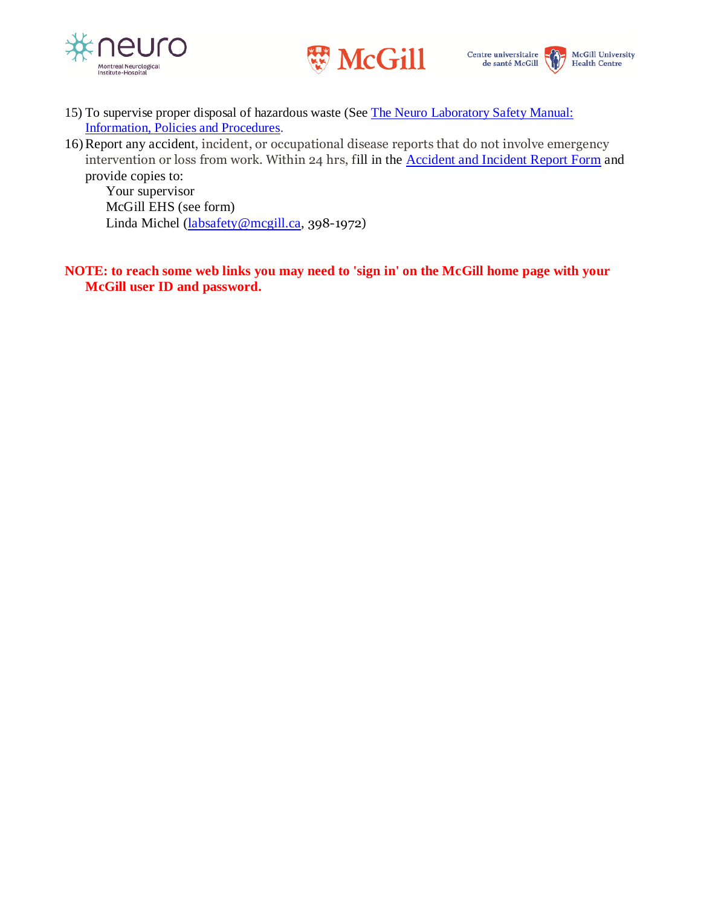15) To supervise proper disposal of hazardous waste (See [The Neuro Laboratory Safety Manual: Information, Policies and Procedures](#).
16) Report any accident, incident, or occupational disease reports that do not involve emergency intervention or loss from work. Within 24 hrs, fill in the [Accident and Incident Report Form](#) and provide copies to:
    - Your supervisor
    - McGill EHS (see form)
    - Linda Michel (labsafety@mcgill.ca, 398-1972)

**NOTE: to reach some web links you may need to 'sign in' on the McGill home page with your McGill user ID and password.**